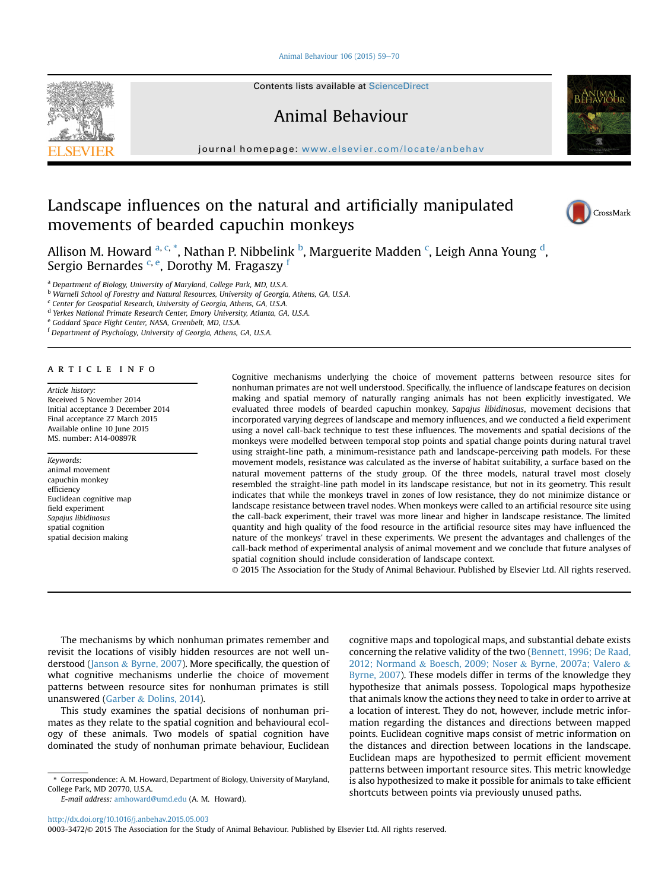Contents lists available at ScienceDirect

Animal Behaviour

journal homepage: www.elsevier.com/locate/anbehav

# Landscape influences on the natural and artificially manipulated movements of bearded capuchin monkeys

Allison M. Howard [a,c,*], Nathan P. Nibbelink [b], Marguerite Madden [c], Leigh Anna Young [d], Sergio Bernardes [c,e], Dorothy M. Fragaszy [f]

[a] Department of Biology, University of Maryland, College Park, MD, U.S.A.
[b] Warnell School of Forestry and Natural Resources, University of Georgia, Athens, GA, U.S.A.
[c] Center for Geospatial Research, University of Georgia, Athens, GA, U.S.A.
[d] Yerkes National Primate Research Center, Emory University, Atlanta, GA, U.S.A.
[e] Goddard Space Flight Center, NASA, Greenbelt, MD, U.S.A.
[f] Department of Psychology, University of Georgia, Athens, GA, U.S.A.

## ARTICLE INFO

*Article history:*
Received 5 November 2014
Initial acceptance 3 December 2014
Final acceptance 27 March 2015
Available online 10 June 2015
MS. number: A14-00897R

*Keywords:*
animal movement
capuchin monkey
efficiency
Euclidean cognitive map
field experiment
*Sapajus libidinosus*
spatial cognition
spatial decision making

Cognitive mechanisms underlying the choice of movement patterns between resource sites for nonhuman primates are not well understood. Specifically, the influence of landscape features on decision making and spatial memory of naturally ranging animals has not been explicitly investigated. We evaluated three models of bearded capuchin monkey, *Sapajus libidinosus*, movement decisions that incorporated varying degrees of landscape and memory influences, and we conducted a field experiment using a novel call-back technique to test these influences. The movements and spatial decisions of the monkeys were modelled between temporal stop points and spatial change points during natural travel using straight-line path, a minimum-resistance path and landscape-perceiving path models. For these movement models, resistance was calculated as the inverse of habitat suitability, a surface based on the natural movement patterns of the study group. Of the three models, natural travel most closely resembled the straight-line path model in its landscape resistance, but not in its geometry. This result indicates that while the monkeys travel in zones of low resistance, they do not minimize distance or landscape resistance between travel nodes. When monkeys were called to an artificial resource site using the call-back experiment, their travel was more linear and higher in landscape resistance. The limited quantity and high quality of the food resource in the artificial resource sites may have influenced the nature of the monkeys' travel in these experiments. We present the advantages and challenges of the call-back method of experimental analysis of animal movement and we conclude that future analyses of spatial cognition should include consideration of landscape context.

© 2015 The Association for the Study of Animal Behaviour. Published by Elsevier Ltd. All rights reserved.

The mechanisms by which nonhuman primates remember and revisit the locations of visibly hidden resources are not well understood (Janson & Byrne, 2007). More specifically, the question of what cognitive mechanisms underlie the choice of movement patterns between resource sites for nonhuman primates is still unanswered (Garber & Dolins, 2014).

This study examines the spatial decisions of nonhuman primates as they relate to the spatial cognition and behavioural ecology of these animals. Two models of spatial cognition have dominated the study of nonhuman primate behaviour, Euclidean cognitive maps and topological maps, and substantial debate exists concerning the relative validity of the two (Bennett, 1996; De Raad, 2012; Normand & Boesch, 2009; Noser & Byrne, 2007a; Valero & Byrne, 2007). These models differ in terms of the knowledge they hypothesize that animals possess. Topological maps hypothesize that animals know the actions they need to take in order to arrive at a location of interest. They do not, however, include metric information regarding the distances and directions between mapped points. Euclidean cognitive maps consist of metric information on the distances and direction between locations in the landscape. Euclidean maps are hypothesized to permit efficient movement patterns between important resource sites. This metric knowledge is also hypothesized to make it possible for animals to take efficient shortcuts between points via previously unused paths.

* Correspondence: A. M. Howard, Department of Biology, University of Maryland, College Park, MD 20770, U.S.A.
*E-mail address:* amhoward@umd.edu (A. M. Howard).

http://dx.doi.org/10.1016/j.anbehav.2015.05.003
0003-3472/© 2015 The Association for the Study of Animal Behaviour. Published by Elsevier Ltd. All rights reserved.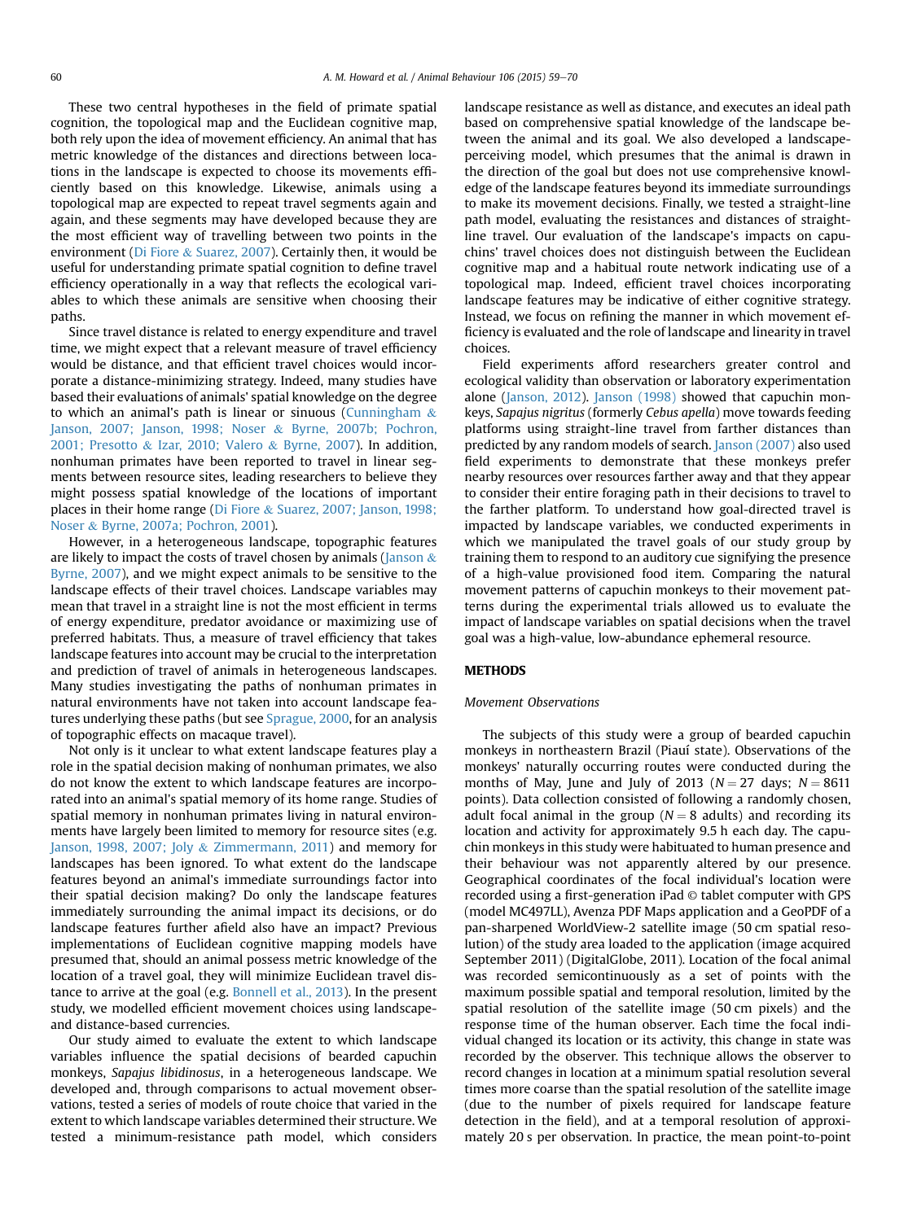These two central hypotheses in the field of primate spatial cognition, the topological map and the Euclidean cognitive map, both rely upon the idea of movement efficiency. An animal that has metric knowledge of the distances and directions between locations in the landscape is expected to choose its movements efficiently based on this knowledge. Likewise, animals using a topological map are expected to repeat travel segments again and again, and these segments may have developed because they are the most efficient way of travelling between two points in the environment (Di Fiore & Suarez, 2007). Certainly then, it would be useful for understanding primate spatial cognition to define travel efficiency operationally in a way that reflects the ecological variables to which these animals are sensitive when choosing their paths.

Since travel distance is related to energy expenditure and travel time, we might expect that a relevant measure of travel efficiency would be distance, and that efficient travel choices would incorporate a distance-minimizing strategy. Indeed, many studies have based their evaluations of animals' spatial knowledge on the degree to which an animal's path is linear or sinuous (Cunningham & Janson, 2007; Janson, 1998; Noser & Byrne, 2007b; Pochron, 2001; Presotto & Izar, 2010; Valero & Byrne, 2007). In addition, nonhuman primates have been reported to travel in linear segments between resource sites, leading researchers to believe they might possess spatial knowledge of the locations of important places in their home range (Di Fiore & Suarez, 2007; Janson, 1998; Noser & Byrne, 2007a; Pochron, 2001).

However, in a heterogeneous landscape, topographic features are likely to impact the costs of travel chosen by animals (Janson & Byrne, 2007), and we might expect animals to be sensitive to the landscape effects of their travel choices. Landscape variables may mean that travel in a straight line is not the most efficient in terms of energy expenditure, predator avoidance or maximizing use of preferred habitats. Thus, a measure of travel efficiency that takes landscape features into account may be crucial to the interpretation and prediction of travel of animals in heterogeneous landscapes. Many studies investigating the paths of nonhuman primates in natural environments have not taken into account landscape features underlying these paths (but see Sprague, 2000, for an analysis of topographic effects on macaque travel).

Not only is it unclear to what extent landscape features play a role in the spatial decision making of nonhuman primates, we also do not know the extent to which landscape features are incorporated into an animal's spatial memory of its home range. Studies of spatial memory in nonhuman primates living in natural environments have largely been limited to memory for resource sites (e.g. Janson, 1998, 2007; Joly & Zimmermann, 2011) and memory for landscapes has been ignored. To what extent do the landscape features beyond an animal's immediate surroundings factor into their spatial decision making? Do only the landscape features immediately surrounding the animal impact its decisions, or do landscape features further afield also have an impact? Previous implementations of Euclidean cognitive mapping models have presumed that, should an animal possess metric knowledge of the location of a travel goal, they will minimize Euclidean travel distance to arrive at the goal (e.g. Bonnell et al., 2013). In the present study, we modelled efficient movement choices using landscape- and distance-based currencies.

Our study aimed to evaluate the extent to which landscape variables influence the spatial decisions of bearded capuchin monkeys, *Sapajus libidinosus*, in a heterogeneous landscape. We developed and, through comparisons to actual movement observations, tested a series of models of route choice that varied in the extent to which landscape variables determined their structure. We tested a minimum-resistance path model, which considers landscape resistance as well as distance, and executes an ideal path based on comprehensive spatial knowledge of the landscape between the animal and its goal. We also developed a landscape-perceiving model, which presumes that the animal is drawn in the direction of the goal but does not use comprehensive knowledge of the landscape features beyond its immediate surroundings to make its movement decisions. Finally, we tested a straight-line path model, evaluating the resistances and distances of straight-line travel. Our evaluation of the landscape's impacts on capuchins' travel choices does not distinguish between the Euclidean cognitive map and a habitual route network indicating use of a topological map. Indeed, efficient travel choices incorporating landscape features may be indicative of either cognitive strategy. Instead, we focus on refining the manner in which movement efficiency is evaluated and the role of landscape and linearity in travel choices.

Field experiments afford researchers greater control and ecological validity than observation or laboratory experimentation alone (Janson, 2012). Janson (1998) showed that capuchin monkeys, *Sapajus nigritus* (formerly *Cebus apella*) move towards feeding platforms using straight-line travel from farther distances than predicted by any random models of search. Janson (2007) also used field experiments to demonstrate that these monkeys prefer nearby resources over resources farther away and that they appear to consider their entire foraging path in their decisions to travel to the farther platform. To understand how goal-directed travel is impacted by landscape variables, we conducted experiments in which we manipulated the travel goals of our study group by training them to respond to an auditory cue signifying the presence of a high-value provisioned food item. Comparing the natural movement patterns of capuchin monkeys to their movement patterns during the experimental trials allowed us to evaluate the impact of landscape variables on spatial decisions when the travel goal was a high-value, low-abundance ephemeral resource.

## METHODS

### *Movement Observations*

The subjects of this study were a group of bearded capuchin monkeys in northeastern Brazil (Piauí state). Observations of the monkeys' naturally occurring routes were conducted during the months of May, June and July of 2013 ($N = 27$ days; $N = 8611$ points). Data collection consisted of following a randomly chosen, adult focal animal in the group ($N = 8$ adults) and recording its location and activity for approximately 9.5 h each day. The capuchin monkeys in this study were habituated to human presence and their behaviour was not apparently altered by our presence. Geographical coordinates of the focal individual's location were recorded using a first-generation iPad © tablet computer with GPS (model MC497LL), Avenza PDF Maps application and a GeoPDF of a pan-sharpened WorldView-2 satellite image (50 cm spatial resolution) of the study area loaded to the application (image acquired September 2011) (DigitalGlobe, 2011). Location of the focal animal was recorded semicontinuously as a set of points with the maximum possible spatial and temporal resolution, limited by the spatial resolution of the satellite image (50 cm pixels) and the response time of the human observer. Each time the focal individual changed its location or its activity, this change in state was recorded by the observer. This technique allows the observer to record changes in location at a minimum spatial resolution several times more coarse than the spatial resolution of the satellite image (due to the number of pixels required for landscape feature detection in the field), and at a temporal resolution of approximately 20 s per observation. In practice, the mean point-to-point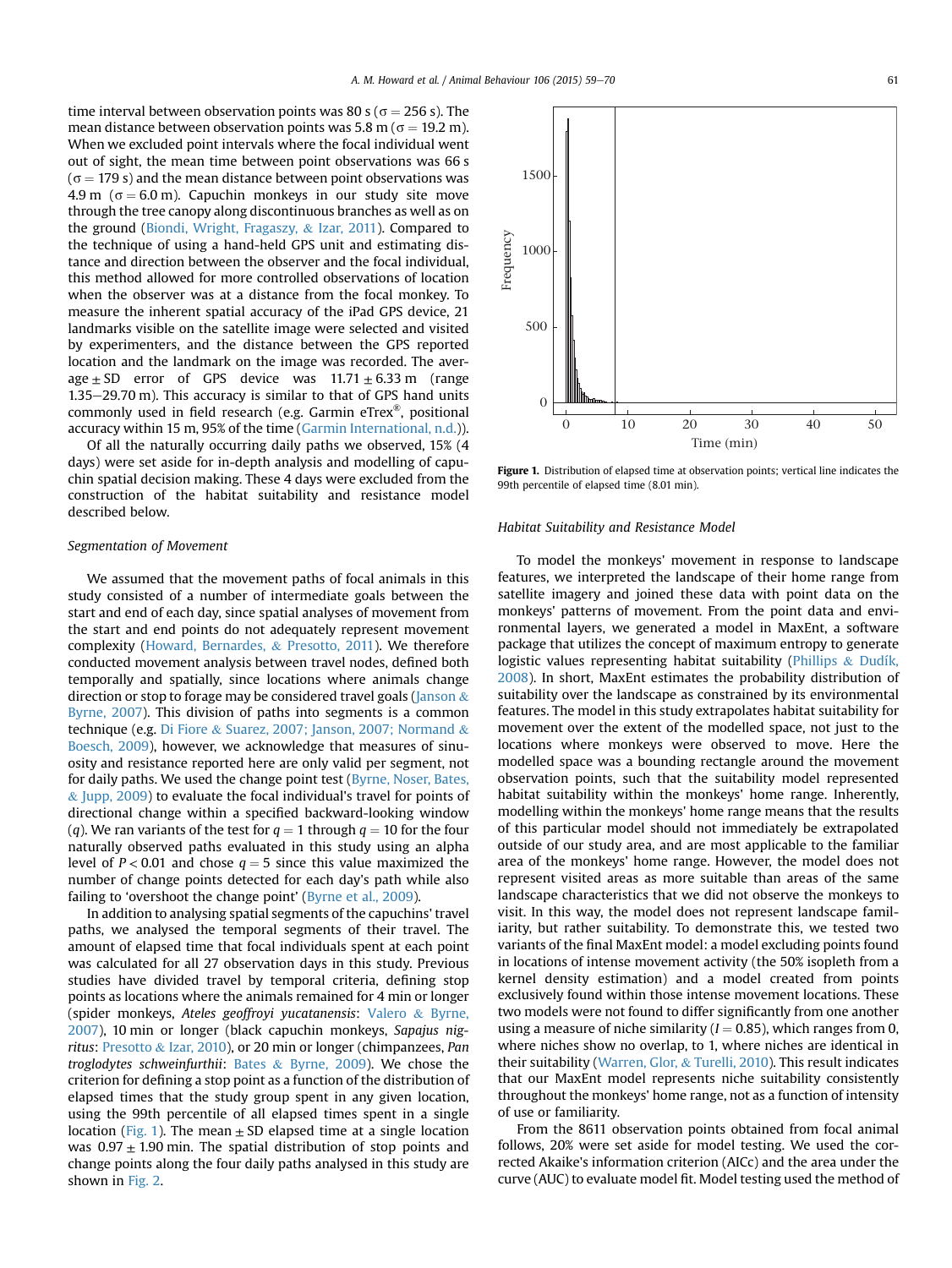time interval between observation points was 80 s ($\sigma = 256$ s). The mean distance between observation points was 5.8 m ($\sigma = 19.2$ m). When we excluded point intervals where the focal individual went out of sight, the mean time between point observations was 66 s ($\sigma = 179$ s) and the mean distance between point observations was 4.9 m ($\sigma = 6.0$ m). Capuchin monkeys in our study site move through the tree canopy along discontinuous branches as well as on the ground (Biondi, Wright, Fragaszy, & Izar, 2011). Compared to the technique of using a hand-held GPS unit and estimating distance and direction between the observer and the focal individual, this method allowed for more controlled observations of location when the observer was at a distance from the focal monkey. To measure the inherent spatial accuracy of the iPad GPS device, 21 landmarks visible on the satellite image were selected and visited by experimenters, and the distance between the GPS reported location and the landmark on the image was recorded. The average ± SD error of GPS device was 11.71 ± 6.33 m (range 1.35−29.70 m). This accuracy is similar to that of GPS hand units commonly used in field research (e.g. Garmin eTrex®, positional accuracy within 15 m, 95% of the time (Garmin International, n.d.)).

Of all the naturally occurring daily paths we observed, 15% (4 days) were set aside for in-depth analysis and modelling of capuchin spatial decision making. These 4 days were excluded from the construction of the habitat suitability and resistance model described below.

### Segmentation of Movement

We assumed that the movement paths of focal animals in this study consisted of a number of intermediate goals between the start and end of each day, since spatial analyses of movement from the start and end points do not adequately represent movement complexity (Howard, Bernardes, & Presotto, 2011). We therefore conducted movement analysis between travel nodes, defined both temporally and spatially, since locations where animals change direction or stop to forage may be considered travel goals (Janson & Byrne, 2007). This division of paths into segments is a common technique (e.g. Di Fiore & Suarez, 2007; Janson, 2007; Normand & Boesch, 2009), however, we acknowledge that measures of sinuosity and resistance reported here are only valid per segment, not for daily paths. We used the change point test (Byrne, Noser, Bates, & Jupp, 2009) to evaluate the focal individual's travel for points of directional change within a specified backward-looking window ($q$). We ran variants of the test for $q = 1$ through $q = 10$ for the four naturally observed paths evaluated in this study using an alpha level of $P < 0.01$ and chose $q = 5$ since this value maximized the number of change points detected for each day's path while also failing to 'overshoot the change point' (Byrne et al., 2009).

In addition to analysing spatial segments of the capuchins' travel paths, we analysed the temporal segments of their travel. The amount of elapsed time that focal individuals spent at each point was calculated for all 27 observation days in this study. Previous studies have divided travel by temporal criteria, defining stop points as locations where the animals remained for 4 min or longer (spider monkeys, *Ateles geoffroyi yucatanensis*: Valero & Byrne, 2007), 10 min or longer (black capuchin monkeys, *Sapajus nigritus*: Presotto & Izar, 2010), or 20 min or longer (chimpanzees, *Pan troglodytes schweinfurthii*: Bates & Byrne, 2009). We chose the criterion for defining a stop point as a function of the distribution of elapsed times that the study group spent in any given location, using the 99th percentile of all elapsed times spent in a single location (Fig. 1). The mean ± SD elapsed time at a single location was 0.97 ± 1.90 min. The spatial distribution of stop points and change points along the four daily paths analysed in this study are shown in Fig. 2.

Figure 1. Distribution of elapsed time at observation points; vertical line indicates the 99th percentile of elapsed time (8.01 min).

### Habitat Suitability and Resistance Model

To model the monkeys' movement in response to landscape features, we interpreted the landscape of their home range from satellite imagery and joined these data with point data on the monkeys' patterns of movement. From the point data and environmental layers, we generated a model in MaxEnt, a software package that utilizes the concept of maximum entropy to generate logistic values representing habitat suitability (Phillips & Dudík, 2008). In short, MaxEnt estimates the probability distribution of suitability over the landscape as constrained by its environmental features. The model in this study extrapolates habitat suitability for movement over the extent of the modelled space, not just to the locations where monkeys were observed to move. Here the modelled space was a bounding rectangle around the movement observation points, such that the suitability model represented habitat suitability within the monkeys' home range. Inherently, modelling within the monkeys' home range means that the results of this particular model should not immediately be extrapolated outside of our study area, and are most applicable to the familiar area of the monkeys' home range. However, the model does not represent visited areas as more suitable than areas of the same landscape characteristics that we did not observe the monkeys to visit. In this way, the model does not represent landscape familiarity, but rather suitability. To demonstrate this, we tested two variants of the final MaxEnt model: a model excluding points found in locations of intense movement activity (the 50% isopleth from a kernel density estimation) and a model created from points exclusively found within those intense movement locations. These two models were not found to differ significantly from one another using a measure of niche similarity ($I = 0.85$), which ranges from 0, where niches show no overlap, to 1, where niches are identical in their suitability (Warren, Glor, & Turelli, 2010). This result indicates that our MaxEnt model represents niche suitability consistently throughout the monkeys' home range, not as a function of intensity of use or familiarity.

From the 8611 observation points obtained from focal animal follows, 20% were set aside for model testing. We used the corrected Akaike's information criterion (AICc) and the area under the curve (AUC) to evaluate model fit. Model testing used the method of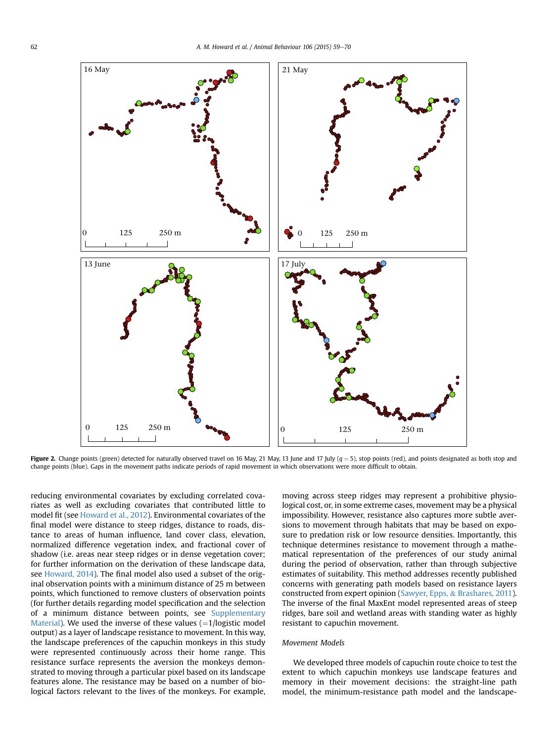16 May

0 125 250 m

21 May

0 125 250 m

13 June

0 125 250 m

17 July

0 125 250 m

**Figure 2.** Change points (green) detected for naturally observed travel on 16 May, 21 May, 13 June and 17 July ($q = 5$), stop points (red), and points designated as both stop and change points (blue). Gaps in the movement paths indicate periods of rapid movement in which observations were more difficult to obtain.

reducing environmental covariates by excluding correlated covariates as well as excluding covariates that contributed little to model fit (see Howard et al., 2012). Environmental covariates of the final model were distance to steep ridges, distance to roads, distance to areas of human influence, land cover class, elevation, normalized difference vegetation index, and fractional cover of shadow (i.e. areas near steep ridges or in dense vegetation cover; for further information on the derivation of these landscape data, see Howard, 2014). The final model also used a subset of the original observation points with a minimum distance of 25 m between points, which functioned to remove clusters of observation points (for further details regarding model specification and the selection of a minimum distance between points, see Supplementary Material). We used the inverse of these values (=1/logistic model output) as a layer of landscape resistance to movement. In this way, the landscape preferences of the capuchin monkeys in this study were represented continuously across their home range. This resistance surface represents the aversion the monkeys demonstrated to moving through a particular pixel based on its landscape features alone. The resistance may be based on a number of biological factors relevant to the lives of the monkeys. For example, moving across steep ridges may represent a prohibitive physiological cost, or, in some extreme cases, movement may be a physical impossibility. However, resistance also captures more subtle aversions to movement through habitats that may be based on exposure to predation risk or low resource densities. Importantly, this technique determines resistance to movement through a mathematical representation of the preferences of our study animal during the period of observation, rather than through subjective estimates of suitability. This method addresses recently published concerns with generating path models based on resistance layers constructed from expert opinion (Sawyer, Epps, & Brashares, 2011). The inverse of the final MaxEnt model represented areas of steep ridges, bare soil and wetland areas with standing water as highly resistant to capuchin movement.

### *Movement Models*

We developed three models of capuchin route choice to test the extent to which capuchin monkeys use landscape features and memory in their movement decisions: the straight-line path model, the minimum-resistance path model and the landscape-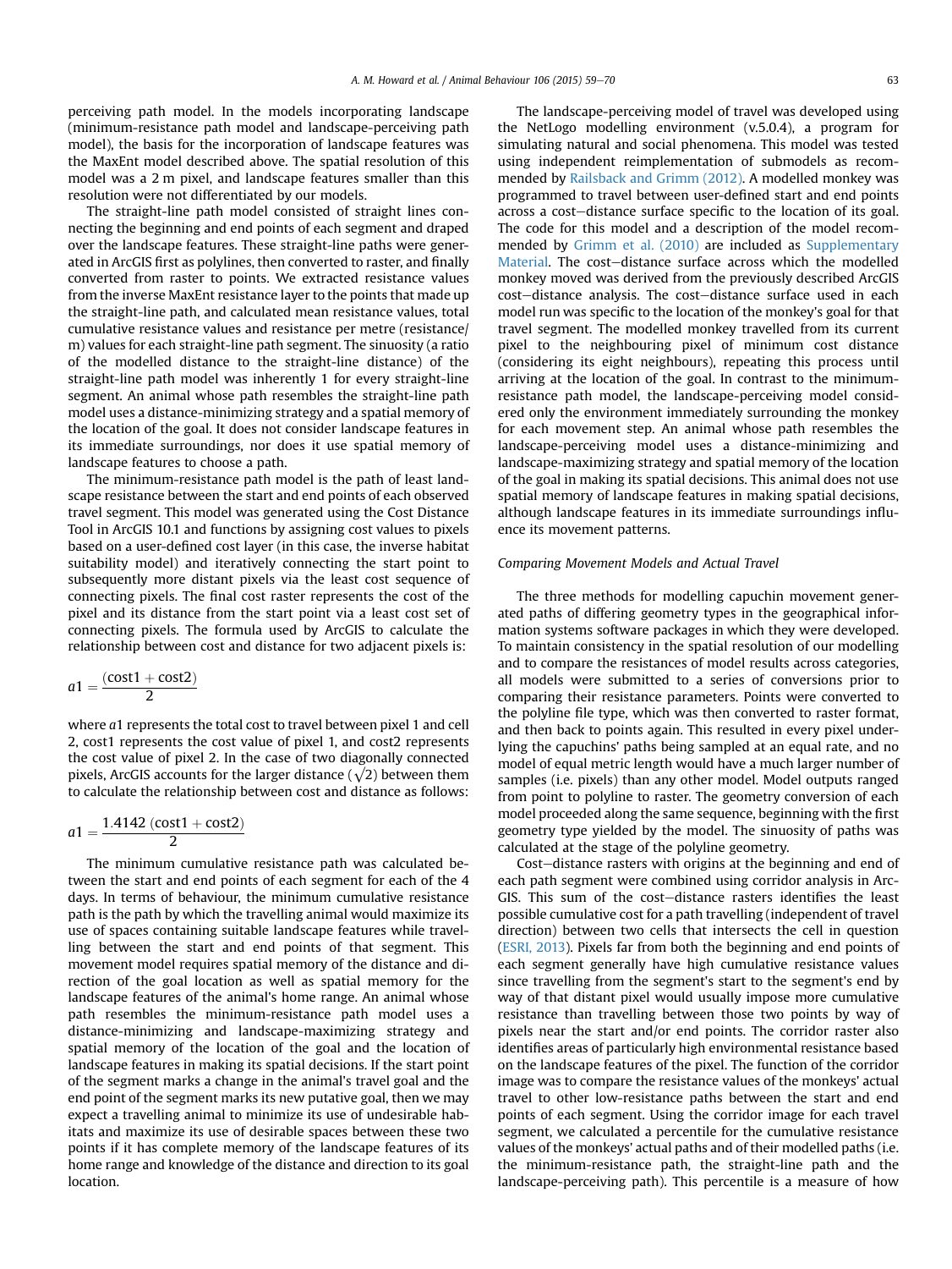perceiving path model. In the models incorporating landscape (minimum-resistance path model and landscape-perceiving path model), the basis for the incorporation of landscape features was the MaxEnt model described above. The spatial resolution of this model was a 2 m pixel, and landscape features smaller than this resolution were not differentiated by our models.

The straight-line path model consisted of straight lines connecting the beginning and end points of each segment and draped over the landscape features. These straight-line paths were generated in ArcGIS first as polylines, then converted to raster, and finally converted from raster to points. We extracted resistance values from the inverse MaxEnt resistance layer to the points that made up the straight-line path, and calculated mean resistance values, total cumulative resistance values and resistance per metre (resistance/m) values for each straight-line path segment. The sinuosity (a ratio of the modelled distance to the straight-line distance) of the straight-line path model was inherently 1 for every straight-line segment. An animal whose path resembles the straight-line path model uses a distance-minimizing strategy and a spatial memory of the location of the goal. It does not consider landscape features in its immediate surroundings, nor does it use spatial memory of landscape features to choose a path.

The minimum-resistance path model is the path of least landscape resistance between the start and end points of each observed travel segment. This model was generated using the Cost Distance Tool in ArcGIS 10.1 and functions by assigning cost values to pixels based on a user-defined cost layer (in this case, the inverse habitat suitability model) and iteratively connecting the start point to subsequently more distant pixels via the least cost sequence of connecting pixels. The final cost raster represents the cost of the pixel and its distance from the start point via a least cost set of connecting pixels. The formula used by ArcGIS to calculate the relationship between cost and distance for two adjacent pixels is:

$$a1 = \frac{(\text{cost1} + \text{cost2})}{2}$$

where $a1$ represents the total cost to travel between pixel 1 and cell 2, cost1 represents the cost value of pixel 1, and cost2 represents the cost value of pixel 2. In the case of two diagonally connected pixels, ArcGIS accounts for the larger distance ($\sqrt{2}$) between them to calculate the relationship between cost and distance as follows:

$$a1 = \frac{1.4142\ (\text{cost1} + \text{cost2})}{2}$$

The minimum cumulative resistance path was calculated between the start and end points of each segment for each of the 4 days. In terms of behaviour, the minimum cumulative resistance path is the path by which the travelling animal would maximize its use of spaces containing suitable landscape features while travelling between the start and end points of that segment. This movement model requires spatial memory of the distance and direction of the goal location as well as spatial memory for the landscape features of the animal's home range. An animal whose path resembles the minimum-resistance path model uses a distance-minimizing and landscape-maximizing strategy and spatial memory of the location of the goal and the location of landscape features in making its spatial decisions. If the start point of the segment marks a change in the animal's travel goal and the end point of the segment marks its new putative goal, then we may expect a travelling animal to minimize its use of undesirable habitats and maximize its use of desirable spaces between these two points if it has complete memory of the landscape features of its home range and knowledge of the distance and direction to its goal location.

The landscape-perceiving model of travel was developed using the NetLogo modelling environment (v.5.0.4), a program for simulating natural and social phenomena. This model was tested using independent reimplementation of submodels as recommended by Railsback and Grimm (2012). A modelled monkey was programmed to travel between user-defined start and end points across a cost–distance surface specific to the location of its goal. The code for this model and a description of the model recommended by Grimm et al. (2010) are included as Supplementary Material. The cost–distance surface across which the modelled monkey moved was derived from the previously described ArcGIS cost–distance analysis. The cost–distance surface used in each model run was specific to the location of the monkey's goal for that travel segment. The modelled monkey travelled from its current pixel to the neighbouring pixel of minimum cost distance (considering its eight neighbours), repeating this process until arriving at the location of the goal. In contrast to the minimum-resistance path model, the landscape-perceiving model considered only the environment immediately surrounding the monkey for each movement step. An animal whose path resembles the landscape-perceiving model uses a distance-minimizing and landscape-maximizing strategy and spatial memory of the location of the goal in making its spatial decisions. This animal does not use spatial memory of landscape features in making spatial decisions, although landscape features in its immediate surroundings influence its movement patterns.

### *Comparing Movement Models and Actual Travel*

The three methods for modelling capuchin movement generated paths of differing geometry types in the geographical information systems software packages in which they were developed. To maintain consistency in the spatial resolution of our modelling and to compare the resistances of model results across categories, all models were submitted to a series of conversions prior to comparing their resistance parameters. Points were converted to the polyline file type, which was then converted to raster format, and then back to points again. This resulted in every pixel underlying the capuchins' paths being sampled at an equal rate, and no model of equal metric length would have a much larger number of samples (i.e. pixels) than any other model. Model outputs ranged from point to polyline to raster. The geometry conversion of each model proceeded along the same sequence, beginning with the first geometry type yielded by the model. The sinuosity of paths was calculated at the stage of the polyline geometry.

Cost–distance rasters with origins at the beginning and end of each path segment were combined using corridor analysis in ArcGIS. This sum of the cost–distance rasters identifies the least possible cumulative cost for a path travelling (independent of travel direction) between two cells that intersects the cell in question (ESRI, 2013). Pixels far from both the beginning and end points of each segment generally have high cumulative resistance values since travelling from the segment's start to the segment's end by way of that distant pixel would usually impose more cumulative resistance than travelling between those two points by way of pixels near the start and/or end points. The corridor raster also identifies areas of particularly high environmental resistance based on the landscape features of the pixel. The function of the corridor image was to compare the resistance values of the monkeys' actual travel to other low-resistance paths between the start and end points of each segment. Using the corridor image for each travel segment, we calculated a percentile for the cumulative resistance values of the monkeys' actual paths and of their modelled paths (i.e. the minimum-resistance path, the straight-line path and the landscape-perceiving path). This percentile is a measure of how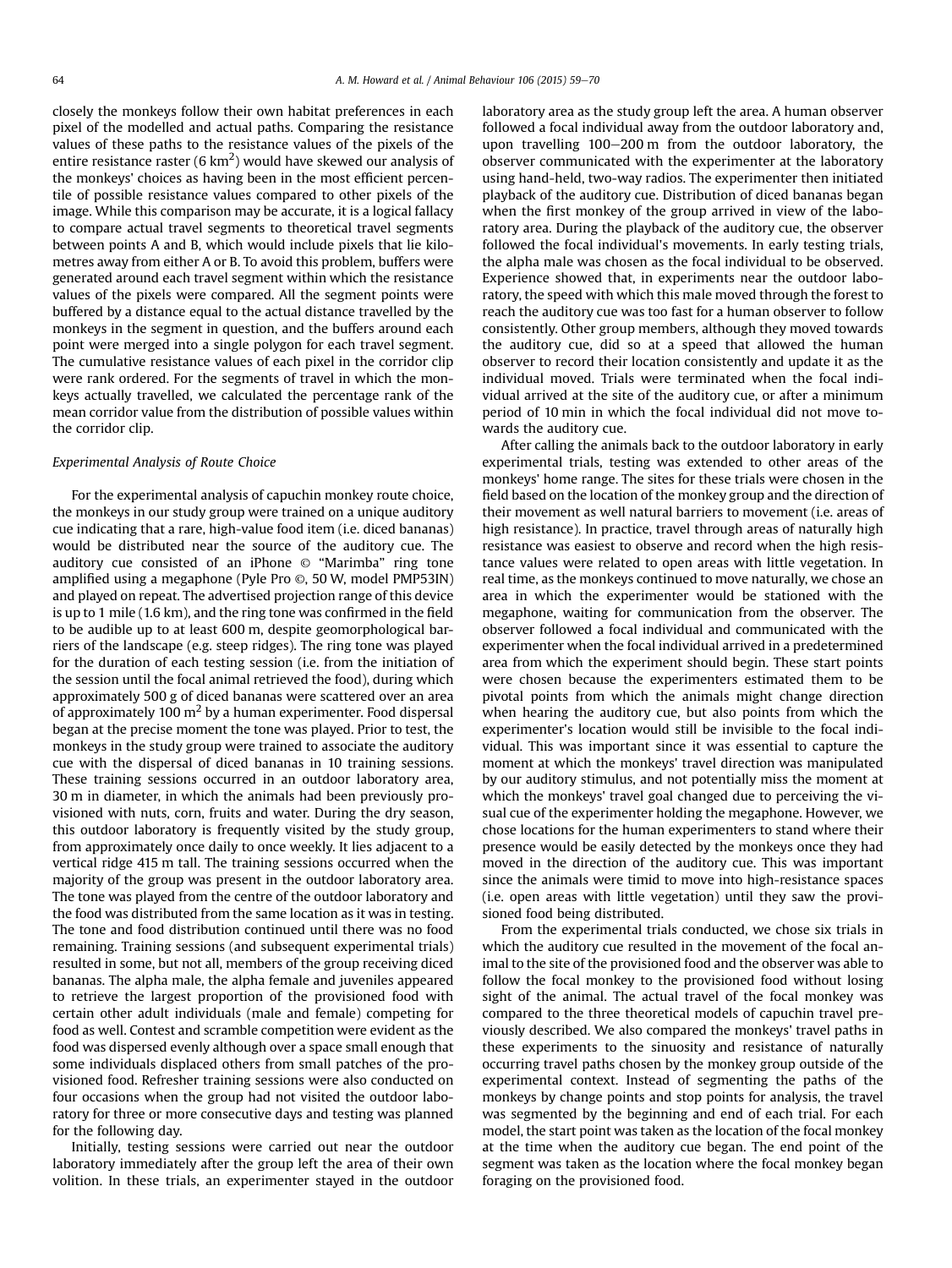closely the monkeys follow their own habitat preferences in each pixel of the modelled and actual paths. Comparing the resistance values of these paths to the resistance values of the pixels of the entire resistance raster (6 $km^2$) would have skewed our analysis of the monkeys' choices as having been in the most efficient percentile of possible resistance values compared to other pixels of the image. While this comparison may be accurate, it is a logical fallacy to compare actual travel segments to theoretical travel segments between points A and B, which would include pixels that lie kilometres away from either A or B. To avoid this problem, buffers were generated around each travel segment within which the resistance values of the pixels were compared. All the segment points were buffered by a distance equal to the actual distance travelled by the monkeys in the segment in question, and the buffers around each point were merged into a single polygon for each travel segment. The cumulative resistance values of each pixel in the corridor clip were rank ordered. For the segments of travel in which the monkeys actually travelled, we calculated the percentage rank of the mean corridor value from the distribution of possible values within the corridor clip.

### *Experimental Analysis of Route Choice*

For the experimental analysis of capuchin monkey route choice, the monkeys in our study group were trained on a unique auditory cue indicating that a rare, high-value food item (i.e. diced bananas) would be distributed near the source of the auditory cue. The auditory cue consisted of an iPhone © "Marimba" ring tone amplified using a megaphone (Pyle Pro ©, 50 W, model PMP53IN) and played on repeat. The advertised projection range of this device is up to 1 mile (1.6 km), and the ring tone was confirmed in the field to be audible up to at least 600 m, despite geomorphological barriers of the landscape (e.g. steep ridges). The ring tone was played for the duration of each testing session (i.e. from the initiation of the session until the focal animal retrieved the food), during which approximately 500 g of diced bananas were scattered over an area of approximately 100 $m^2$ by a human experimenter. Food dispersal began at the precise moment the tone was played. Prior to test, the monkeys in the study group were trained to associate the auditory cue with the dispersal of diced bananas in 10 training sessions. These training sessions occurred in an outdoor laboratory area, 30 m in diameter, in which the animals had been previously provisioned with nuts, corn, fruits and water. During the dry season, this outdoor laboratory is frequently visited by the study group, from approximately once daily to once weekly. It lies adjacent to a vertical ridge 415 m tall. The training sessions occurred when the majority of the group was present in the outdoor laboratory area. The tone was played from the centre of the outdoor laboratory and the food was distributed from the same location as it was in testing. The tone and food distribution continued until there was no food remaining. Training sessions (and subsequent experimental trials) resulted in some, but not all, members of the group receiving diced bananas. The alpha male, the alpha female and juveniles appeared to retrieve the largest proportion of the provisioned food with certain other adult individuals (male and female) competing for food as well. Contest and scramble competition were evident as the food was dispersed evenly although over a space small enough that some individuals displaced others from small patches of the provisioned food. Refresher training sessions were also conducted on four occasions when the group had not visited the outdoor laboratory for three or more consecutive days and testing was planned for the following day.

Initially, testing sessions were carried out near the outdoor laboratory immediately after the group left the area of their own volition. In these trials, an experimenter stayed in the outdoor laboratory area as the study group left the area. A human observer followed a focal individual away from the outdoor laboratory and, upon travelling 100–200 m from the outdoor laboratory, the observer communicated with the experimenter at the laboratory using hand-held, two-way radios. The experimenter then initiated playback of the auditory cue. Distribution of diced bananas began when the first monkey of the group arrived in view of the laboratory area. During the playback of the auditory cue, the observer followed the focal individual's movements. In early testing trials, the alpha male was chosen as the focal individual to be observed. Experience showed that, in experiments near the outdoor laboratory, the speed with which this male moved through the forest to reach the auditory cue was too fast for a human observer to follow consistently. Other group members, although they moved towards the auditory cue, did so at a speed that allowed the human observer to record their location consistently and update it as the individual moved. Trials were terminated when the focal individual arrived at the site of the auditory cue, or after a minimum period of 10 min in which the focal individual did not move towards the auditory cue.

After calling the animals back to the outdoor laboratory in early experimental trials, testing was extended to other areas of the monkeys' home range. The sites for these trials were chosen in the field based on the location of the monkey group and the direction of their movement as well natural barriers to movement (i.e. areas of high resistance). In practice, travel through areas of naturally high resistance was easiest to observe and record when the high resistance values were related to open areas with little vegetation. In real time, as the monkeys continued to move naturally, we chose an area in which the experimenter would be stationed with the megaphone, waiting for communication from the observer. The observer followed a focal individual and communicated with the experimenter when the focal individual arrived in a predetermined area from which the experiment should begin. These start points were chosen because the experimenters estimated them to be pivotal points from which the animals might change direction when hearing the auditory cue, but also points from which the experimenter's location would still be invisible to the focal individual. This was important since it was essential to capture the moment at which the monkeys' travel direction was manipulated by our auditory stimulus, and not potentially miss the moment at which the monkeys' travel goal changed due to perceiving the visual cue of the experimenter holding the megaphone. However, we chose locations for the human experimenters to stand where their presence would be easily detected by the monkeys once they had moved in the direction of the auditory cue. This was important since the animals were timid to move into high-resistance spaces (i.e. open areas with little vegetation) until they saw the provisioned food being distributed.

From the experimental trials conducted, we chose six trials in which the auditory cue resulted in the movement of the focal animal to the site of the provisioned food and the observer was able to follow the focal monkey to the provisioned food without losing sight of the animal. The actual travel of the focal monkey was compared to the three theoretical models of capuchin travel previously described. We also compared the monkeys' travel paths in these experiments to the sinuosity and resistance of naturally occurring travel paths chosen by the monkey group outside of the experimental context. Instead of segmenting the paths of the monkeys by change points and stop points for analysis, the travel was segmented by the beginning and end of each trial. For each model, the start point was taken as the location of the focal monkey at the time when the auditory cue began. The end point of the segment was taken as the location where the focal monkey began foraging on the provisioned food.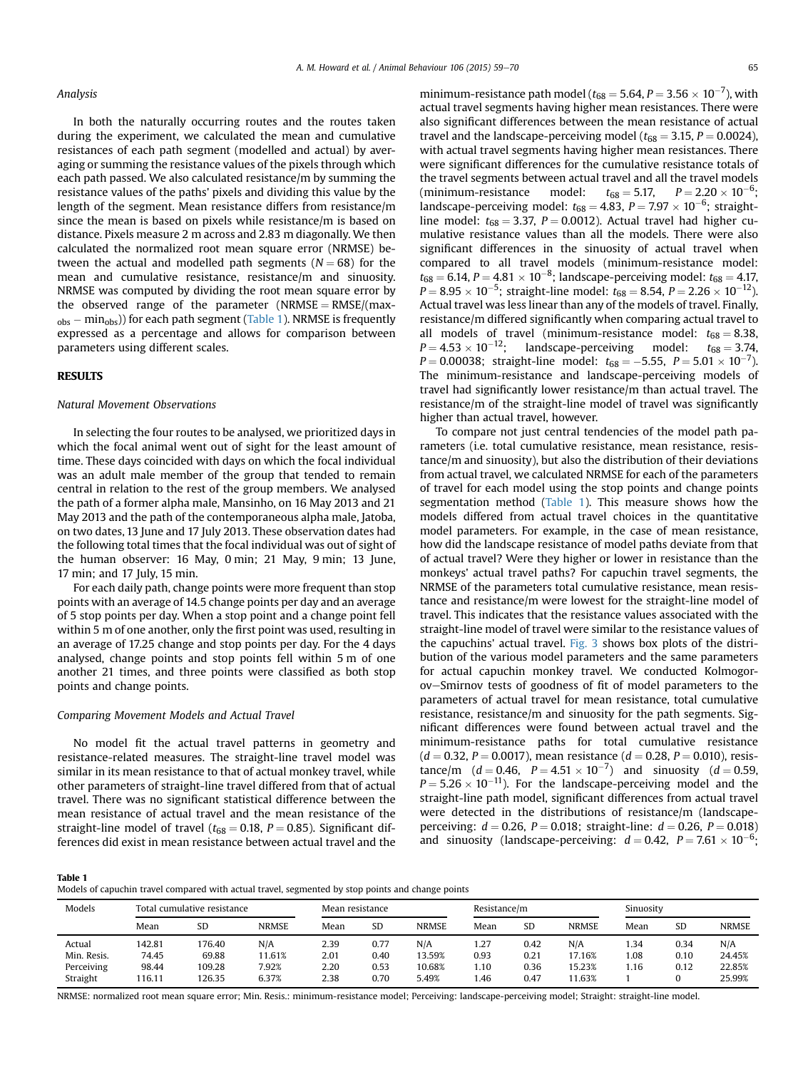### Analysis

In both the naturally occurring routes and the routes taken during the experiment, we calculated the mean and cumulative resistances of each path segment (modelled and actual) by averaging or summing the resistance values of the pixels through which each path passed. We also calculated resistance/m by summing the resistance values of the paths' pixels and dividing this value by the length of the segment. Mean resistance differs from resistance/m since the mean is based on pixels while resistance/m is based on distance. Pixels measure 2 m across and 2.83 m diagonally. We then calculated the normalized root mean square error (NRMSE) between the actual and modelled path segments ($N = 68$) for the mean and cumulative resistance, resistance/m and sinuosity. NRMSE was computed by dividing the root mean square error by the observed range of the parameter ($\text{NRMSE} = \text{RMSE}/(\text{max}_{\text{obs}} - \text{min}_{\text{obs}})$) for each path segment (Table 1). NRMSE is frequently expressed as a percentage and allows for comparison between parameters using different scales.

## RESULTS

### Natural Movement Observations

In selecting the four routes to be analysed, we prioritized days in which the focal animal went out of sight for the least amount of time. These days coincided with days on which the focal individual was an adult male member of the group that tended to remain central in relation to the rest of the group members. We analysed the path of a former alpha male, Mansinho, on 16 May 2013 and 21 May 2013 and the path of the contemporaneous alpha male, Jatoba, on two dates, 13 June and 17 July 2013. These observation dates had the following total times that the focal individual was out of sight of the human observer: 16 May, 0 min; 21 May, 9 min; 13 June, 17 min; and 17 July, 15 min.

For each daily path, change points were more frequent than stop points with an average of 14.5 change points per day and an average of 5 stop points per day. When a stop point and a change point fell within 5 m of one another, only the first point was used, resulting in an average of 17.25 change and stop points per day. For the 4 days analysed, change points and stop points fell within 5 m of one another 21 times, and three points were classified as both stop points and change points.

### Comparing Movement Models and Actual Travel

No model fit the actual travel patterns in geometry and resistance-related measures. The straight-line travel model was similar in its mean resistance to that of actual monkey travel, while other parameters of straight-line travel differed from that of actual travel. There was no significant statistical difference between the mean resistance of actual travel and the mean resistance of the straight-line model of travel ($t_{68} = 0.18$, $P = 0.85$). Significant differences did exist in mean resistance between actual travel and the minimum-resistance path model ($t_{68} = 5.64$, $P = 3.56 \times 10^{-7}$), with actual travel segments having higher mean resistances. There were also significant differences between the mean resistance of actual travel and the landscape-perceiving model ($t_{68} = 3.15$, $P = 0.0024$), with actual travel segments having higher mean resistances. There were significant differences for the cumulative resistance totals of the travel segments between actual travel and all the travel models (minimum-resistance model: $t_{68} = 5.17$, $P = 2.20 \times 10^{-6}$; landscape-perceiving model: $t_{68} = 4.83$, $P = 7.97 \times 10^{-6}$; straight-line model: $t_{68} = 3.37$, $P = 0.0012$). Actual travel had higher cumulative resistance values than all the models. There were also significant differences in the sinuosity of actual travel when compared to all travel models (minimum-resistance model: $t_{68} = 6.14$, $P = 4.81 \times 10^{-8}$; landscape-perceiving model: $t_{68} = 4.17$, $P = 8.95 \times 10^{-5}$; straight-line model: $t_{68} = 8.54$, $P = 2.26 \times 10^{-12}$). Actual travel was less linear than any of the models of travel. Finally, resistance/m differed significantly when comparing actual travel to all models of travel (minimum-resistance model: $t_{68} = 8.38$, $P = 4.53 \times 10^{-12}$; landscape-perceiving model: $t_{68} = 3.74$, $P = 0.00038$; straight-line model: $t_{68} = -5.55$, $P = 5.01 \times 10^{-7}$). The minimum-resistance and landscape-perceiving models of travel had significantly lower resistance/m than actual travel. The resistance/m of the straight-line model of travel was significantly higher than actual travel, however.

To compare not just central tendencies of the model path parameters (i.e. total cumulative resistance, mean resistance, resistance/m and sinuosity), but also the distribution of their deviations from actual travel, we calculated NRMSE for each of the parameters of travel for each model using the stop points and change points segmentation method (Table 1). This measure shows how the models differed from actual travel choices in the quantitative model parameters. For example, in the case of mean resistance, how did the landscape resistance of model paths deviate from that of actual travel? Were they higher or lower in resistance than the monkeys' actual travel paths? For capuchin travel segments, the NRMSE of the parameters total cumulative resistance, mean resistance and resistance/m were lowest for the straight-line model of travel. This indicates that the resistance values associated with the straight-line model of travel were similar to the resistance values of the capuchins' actual travel. Fig. 3 shows box plots of the distribution of the various model parameters and the same parameters for actual capuchin monkey travel. We conducted Kolmogorov–Smirnov tests of goodness of fit of model parameters to the parameters of actual travel for mean resistance, total cumulative resistance, resistance/m and sinuosity for the path segments. Significant differences were found between actual travel and the minimum-resistance paths for total cumulative resistance ($d = 0.32$, $P = 0.0017$), mean resistance ($d = 0.28$, $P = 0.010$), resistance/m ($d = 0.46$, $P = 4.51 \times 10^{-7}$) and sinuosity ($d = 0.59$, $P = 5.26 \times 10^{-11}$). For the landscape-perceiving model and the straight-line path model, significant differences from actual travel were detected in the distributions of resistance/m (landscape-perceiving: $d = 0.26$, $P = 0.018$; straight-line: $d = 0.26$, $P = 0.018$) and sinuosity (landscape-perceiving: $d = 0.42$, $P = 7.61 \times 10^{-6}$;

**Table 1**
Models of capuchin travel compared with actual travel, segmented by stop points and change points

| Models | Total cumulative resistance | | | Mean resistance | | | Resistance/m | | | Sinuosity | | |
|---|---|---|---|---|---|---|---|---|---|---|---|---|
| | Mean | SD | NRMSE | Mean | SD | NRMSE | Mean | SD | NRMSE | Mean | SD | NRMSE |
| Actual | 142.81 | 176.40 | N/A | 2.39 | 0.77 | N/A | 1.27 | 0.42 | N/A | 1.34 | 0.34 | N/A |
| Min. Resis. | 74.45 | 69.88 | 11.61% | 2.01 | 0.40 | 13.59% | 0.93 | 0.21 | 17.16% | 1.08 | 0.10 | 24.45% |
| Perceiving | 98.44 | 109.28 | 7.92% | 2.20 | 0.53 | 10.68% | 1.10 | 0.36 | 15.23% | 1.16 | 0.12 | 22.85% |
| Straight | 116.11 | 126.35 | 6.37% | 2.38 | 0.70 | 5.49% | 1.46 | 0.47 | 11.63% | 1 | 0 | 25.99% |

NRMSE: normalized root mean square error; Min. Resis.: minimum-resistance model; Perceiving: landscape-perceiving model; Straight: straight-line model.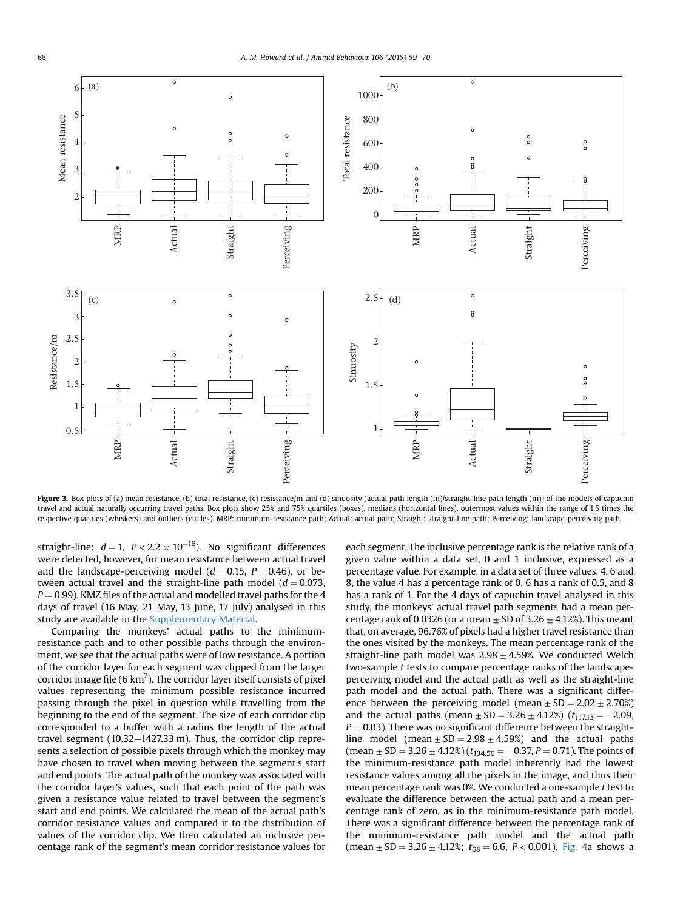Figure 3. Box plots of (a) mean resistance, (b) total resistance, (c) resistance/m and (d) sinuosity (actual path length (m)/straight-line path length (m)) of the models of capuchin travel and actual naturally occurring travel paths. Box plots show 25% and 75% quartiles (boxes), medians (horizontal lines), outermost values within the range of 1.5 times the respective quartiles (whiskers) and outliers (circles). MRP: minimum-resistance path; Actual: actual path; Straight: straight-line path; Perceiving: landscape-perceiving path.

straight-line: $d = 1$, $P < 2.2 \times 10^{-16}$). No significant differences were detected, however, for mean resistance between actual travel and the landscape-perceiving model ($d = 0.15$, $P = 0.46$), or between actual travel and the straight-line path model ($d = 0.073$, $P = 0.99$). KMZ files of the actual and modelled travel paths for the 4 days of travel (16 May, 21 May, 13 June, 17 July) analysed in this study are available in the Supplementary Material.

Comparing the monkeys' actual paths to the minimum-resistance path and to other possible paths through the environment, we see that the actual paths were of low resistance. A portion of the corridor layer for each segment was clipped from the larger corridor image file (6 $km^2$). The corridor layer itself consists of pixel values representing the minimum possible resistance incurred passing through the pixel in question while travelling from the beginning to the end of the segment. The size of each corridor clip corresponded to a buffer with a radius the length of the actual travel segment (10.32–1427.33 m). Thus, the corridor clip represents a selection of possible pixels through which the monkey may have chosen to travel when moving between the segment's start and end points. The actual path of the monkey was associated with the corridor layer's values, such that each point of the path was given a resistance value related to travel between the segment's start and end points. We calculated the mean of the actual path's corridor resistance values and compared it to the distribution of values of the corridor clip. We then calculated an inclusive percentage rank of the segment's mean corridor resistance values for each segment. The inclusive percentage rank is the relative rank of a given value within a data set, 0 and 1 inclusive, expressed as a percentage value. For example, in a data set of three values, 4, 6 and 8, the value 4 has a percentage rank of 0, 6 has a rank of 0.5, and 8 has a rank of 1. For the 4 days of capuchin travel analysed in this study, the monkeys' actual travel path segments had a mean percentage rank of 0.0326 (or a mean ± SD of 3.26 ± 4.12%). This meant that, on average, 96.76% of pixels had a higher travel resistance than the ones visited by the monkeys. The mean percentage rank of the straight-line path model was 2.98 ± 4.59%. We conducted Welch two-sample *t* tests to compare percentage ranks of the landscape-perceiving model and the actual path as well as the straight-line path model and the actual path. There was a significant difference between the perceiving model (mean ± SD = 2.02 ± 2.70%) and the actual paths (mean ± SD = 3.26 ± 4.12%) ($t_{117.13} = -2.09$, $P = 0.03$). There was no significant difference between the straight-line model (mean ± SD = 2.98 ± 4.59%) and the actual paths (mean ± SD = 3.26 ± 4.12%) ($t_{134.56} = -0.37$, $P = 0.71$). The points of the minimum-resistance path model inherently had the lowest resistance values among all the pixels in the image, and thus their mean percentage rank was 0%. We conducted a one-sample *t* test to evaluate the difference between the actual path and a mean percentage rank of zero, as in the minimum-resistance path model. There was a significant difference between the percentage rank of the minimum-resistance path model and the actual path (mean ± SD = 3.26 ± 4.12%; $t_{68} = 6.6$, $P < 0.001$). Fig. 4a shows a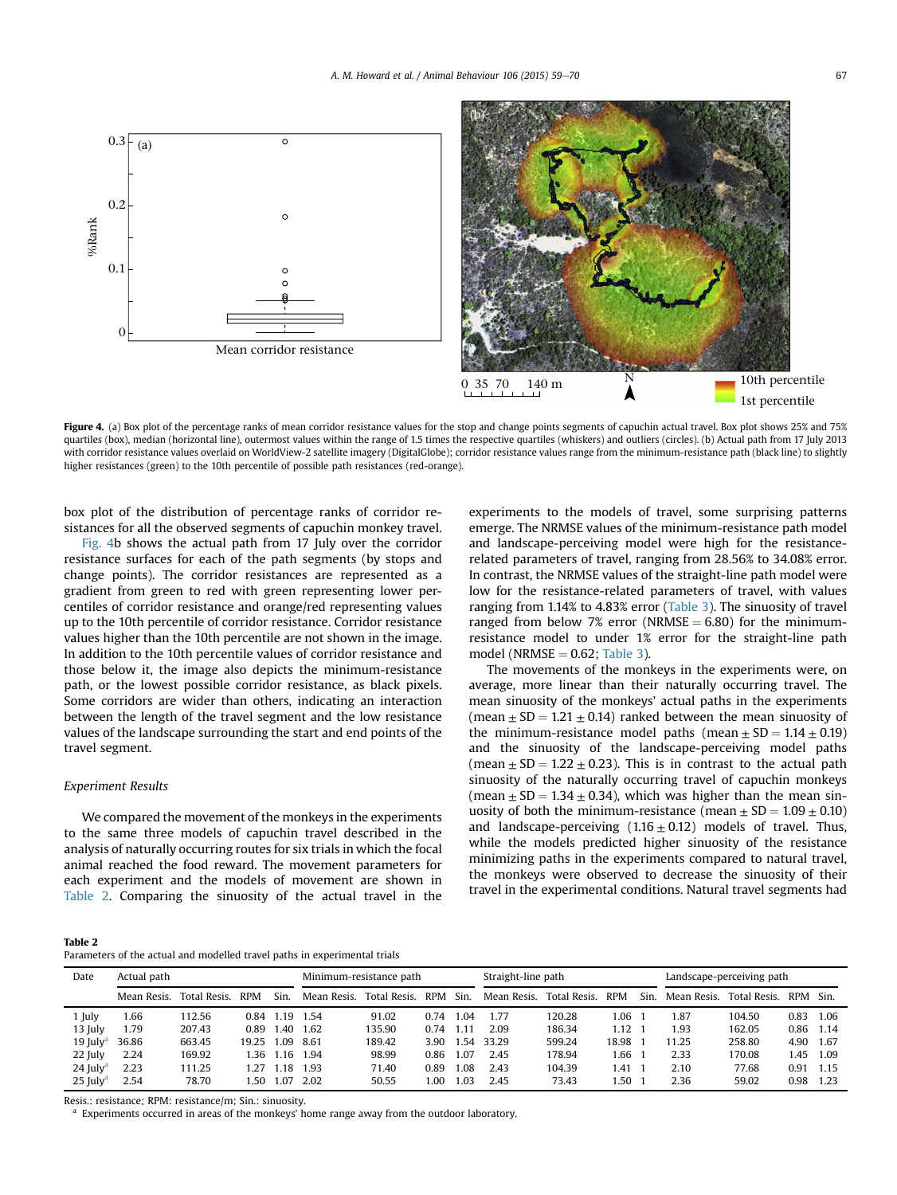Figure 4. (a) Box plot of the percentage ranks of mean corridor resistance values for the stop and change points segments of capuchin actual travel. Box plot shows 25% and 75% quartiles (box), median (horizontal line), outermost values within the range of 1.5 times the respective quartiles (whiskers) and outliers (circles). (b) Actual path from 17 July 2013 with corridor resistance values overlaid on WorldView-2 satellite imagery (DigitalGlobe); corridor resistance values range from the minimum-resistance path (black line) to slightly higher resistances (green) to the 10th percentile of possible path resistances (red-orange).

box plot of the distribution of percentage ranks of corridor resistances for all the observed segments of capuchin monkey travel.

Fig. 4b shows the actual path from 17 July over the corridor resistance surfaces for each of the path segments (by stops and change points). The corridor resistances are represented as a gradient from green to red with green representing lower percentiles of corridor resistance and orange/red representing values up to the 10th percentile of corridor resistance. Corridor resistance values higher than the 10th percentile are not shown in the image. In addition to the 10th percentile values of corridor resistance and those below it, the image also depicts the minimum-resistance path, or the lowest possible corridor resistance, as black pixels. Some corridors are wider than others, indicating an interaction between the length of the travel segment and the low resistance values of the landscape surrounding the start and end points of the travel segment.

### Experiment Results

We compared the movement of the monkeys in the experiments to the same three models of capuchin travel described in the analysis of naturally occurring routes for six trials in which the focal animal reached the food reward. The movement parameters for each experiment and the models of movement are shown in Table 2. Comparing the sinuosity of the actual travel in the experiments to the models of travel, some surprising patterns emerge. The NRMSE values of the minimum-resistance path model and landscape-perceiving model were high for the resistance-related parameters of travel, ranging from 28.56% to 34.08% error. In contrast, the NRMSE values of the straight-line path model were low for the resistance-related parameters of travel, with values ranging from 1.14% to 4.83% error (Table 3). The sinuosity of travel ranged from below 7% error (NRMSE = 6.80) for the minimum-resistance model to under 1% error for the straight-line path model (NRMSE = 0.62; Table 3).

The movements of the monkeys in the experiments were, on average, more linear than their naturally occurring travel. The mean sinuosity of the monkeys' actual paths in the experiments (mean ± SD = 1.21 ± 0.14) ranked between the mean sinuosity of the minimum-resistance model paths (mean ± SD = 1.14 ± 0.19) and the sinuosity of the landscape-perceiving model paths (mean ± SD = 1.22 ± 0.23). This is in contrast to the actual path sinuosity of the naturally occurring travel of capuchin monkeys (mean ± SD = 1.34 ± 0.34), which was higher than the mean sinuosity of both the minimum-resistance (mean ± SD = 1.09 ± 0.10) and landscape-perceiving (1.16 ± 0.12) models of travel. Thus, while the models predicted higher sinuosity of the resistance minimizing paths in the experiments compared to natural travel, the monkeys were observed to decrease the sinuosity of their travel in the experimental conditions. Natural travel segments had

**Table 2**
Parameters of the actual and modelled travel paths in experimental trials

| Date | Actual path | | | | Minimum-resistance path | | | | Straight-line path | | | | Landscape-perceiving path | | | |
|---|---|---|---|---|---|---|---|---|---|---|---|---|---|---|---|---|
| | Mean Resis. | Total Resis. | RPM | Sin. | Mean Resis. | Total Resis. | RPM | Sin. | Mean Resis. | Total Resis. | RPM | Sin. | Mean Resis. | Total Resis. | RPM | Sin. |
| 1 July | 1.66 | 112.56 | 0.84 | 1.19 | 1.54 | 91.02 | 0.74 | 1.04 | 1.77 | 120.28 | 1.06 | 1 | 1.87 | 104.50 | 0.83 | 1.06 |
| 13 July | 1.79 | 207.43 | 0.89 | 1.40 | 1.62 | 135.90 | 0.74 | 1.11 | 2.09 | 186.34 | 1.12 | 1 | 1.93 | 162.05 | 0.86 | 1.14 |
| 19 July[a] | 36.86 | 663.45 | 19.25 | 1.09 | 8.61 | 189.42 | 3.90 | 1.54 | 33.29 | 599.24 | 18.98 | 1 | 11.25 | 258.80 | 4.90 | 1.67 |
| 22 July | 2.24 | 169.92 | 1.36 | 1.16 | 1.94 | 98.99 | 0.86 | 1.07 | 2.45 | 178.94 | 1.66 | 1 | 2.33 | 170.08 | 1.45 | 1.09 |
| 24 July[a] | 2.23 | 111.25 | 1.27 | 1.18 | 1.93 | 71.40 | 0.89 | 1.08 | 2.43 | 104.39 | 1.41 | 1 | 2.10 | 77.68 | 0.91 | 1.15 |
| 25 July[a] | 2.54 | 78.70 | 1.50 | 1.07 | 2.02 | 50.55 | 1.00 | 1.03 | 2.45 | 73.43 | 1.50 | 1 | 2.36 | 59.02 | 0.98 | 1.23 |

Resis.: resistance; RPM: resistance/m; Sin.: sinuosity.
[a] Experiments occurred in areas of the monkeys' home range away from the outdoor laboratory.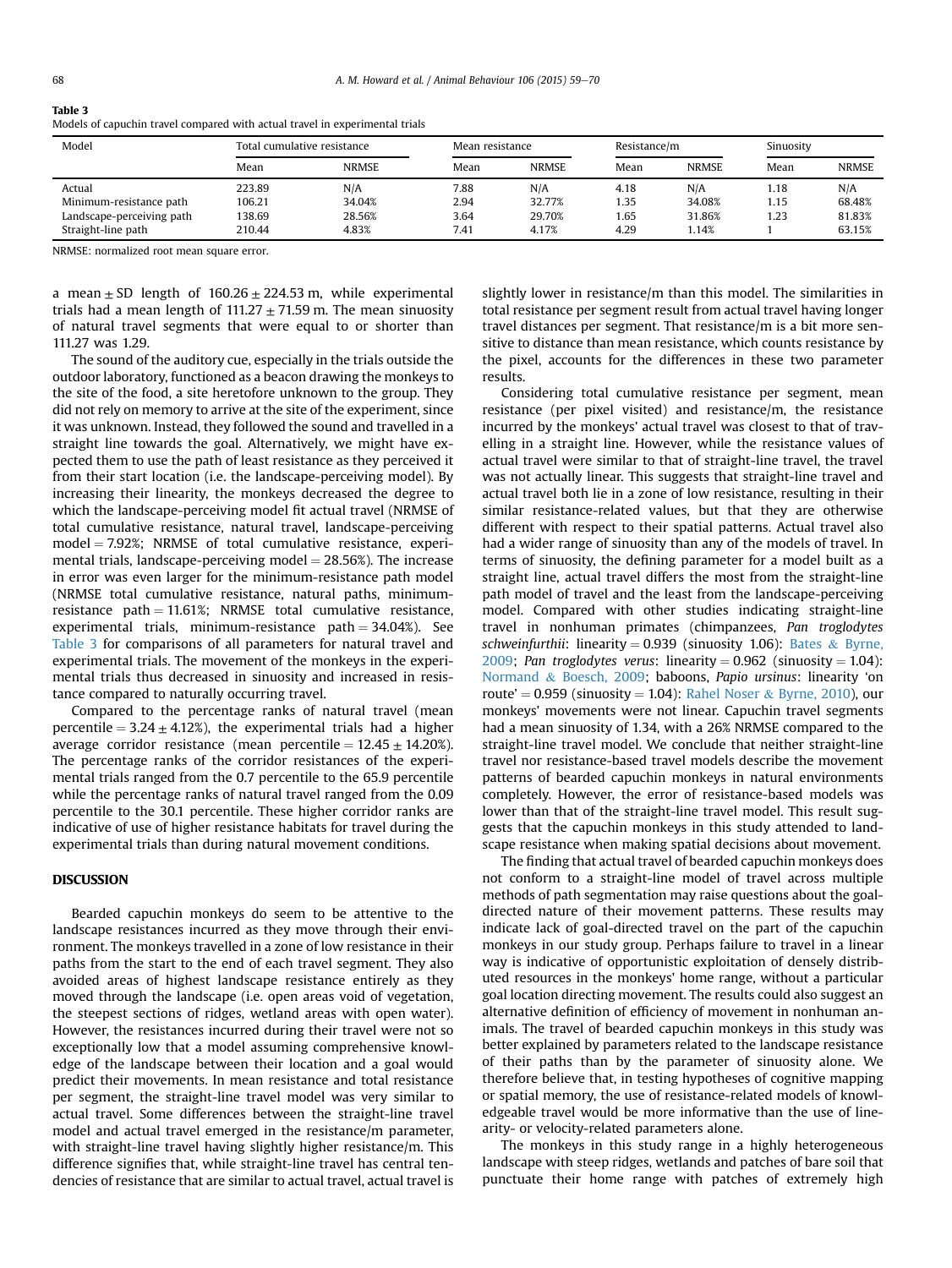**Table 3**
Models of capuchin travel compared with actual travel in experimental trials

| Model | Total cumulative resistance | | Mean resistance | | Resistance/m | | Sinuosity | |
|---|---|---|---|---|---|---|---|---|
| | Mean | NRMSE | Mean | NRMSE | Mean | NRMSE | Mean | NRMSE |
| Actual | 223.89 | N/A | 7.88 | N/A | 4.18 | N/A | 1.18 | N/A |
| Minimum-resistance path | 106.21 | 34.04% | 2.94 | 32.77% | 1.35 | 34.08% | 1.15 | 68.48% |
| Landscape-perceiving path | 138.69 | 28.56% | 3.64 | 29.70% | 1.65 | 31.86% | 1.23 | 81.83% |
| Straight-line path | 210.44 | 4.83% | 7.41 | 4.17% | 4.29 | 1.14% | 1 | 63.15% |

NRMSE: normalized root mean square error.

a mean ± SD length of 160.26 ± 224.53 m, while experimental trials had a mean length of 111.27 ± 71.59 m. The mean sinuosity of natural travel segments that were equal to or shorter than 111.27 was 1.29.

The sound of the auditory cue, especially in the trials outside the outdoor laboratory, functioned as a beacon drawing the monkeys to the site of the food, a site heretofore unknown to the group. They did not rely on memory to arrive at the site of the experiment, since it was unknown. Instead, they followed the sound and travelled in a straight line towards the goal. Alternatively, we might have expected them to use the path of least resistance as they perceived it from their start location (i.e. the landscape-perceiving model). By increasing their linearity, the monkeys decreased the degree to which the landscape-perceiving model fit actual travel (NRMSE of total cumulative resistance, natural travel, landscape-perceiving model = 7.92%; NRMSE of total cumulative resistance, experimental trials, landscape-perceiving model = 28.56%). The increase in error was even larger for the minimum-resistance path model (NRMSE total cumulative resistance, natural paths, minimum-resistance path = 11.61%; NRMSE total cumulative resistance, experimental trials, minimum-resistance path = 34.04%). See Table 3 for comparisons of all parameters for natural travel and experimental trials. The movement of the monkeys in the experimental trials thus decreased in sinuosity and increased in resistance compared to naturally occurring travel.

Compared to the percentage ranks of natural travel (mean percentile = 3.24 ± 4.12%), the experimental trials had a higher average corridor resistance (mean percentile = 12.45 ± 14.20%). The percentage ranks of the corridor resistances of the experimental trials ranged from the 0.7 percentile to the 65.9 percentile while the percentage ranks of natural travel ranged from the 0.09 percentile to the 30.1 percentile. These higher corridor ranks are indicative of use of higher resistance habitats for travel during the experimental trials than during natural movement conditions.

## DISCUSSION

Bearded capuchin monkeys do seem to be attentive to the landscape resistances incurred as they move through their environment. The monkeys travelled in a zone of low resistance in their paths from the start to the end of each travel segment. They also avoided areas of highest landscape resistance entirely as they moved through the landscape (i.e. open areas void of vegetation, the steepest sections of ridges, wetland areas with open water). However, the resistances incurred during their travel were not so exceptionally low that a model assuming comprehensive knowledge of the landscape between their location and a goal would predict their movements. In mean resistance and total resistance per segment, the straight-line travel model was very similar to actual travel. Some differences between the straight-line travel model and actual travel emerged in the resistance/m parameter, with straight-line travel having slightly higher resistance/m. This difference signifies that, while straight-line travel has central tendencies of resistance that are similar to actual travel, actual travel is slightly lower in resistance/m than this model. The similarities in total resistance per segment result from actual travel having longer travel distances per segment. That resistance/m is a bit more sensitive to distance than mean resistance, which counts resistance by the pixel, accounts for the differences in these two parameter results.

Considering total cumulative resistance per segment, mean resistance (per pixel visited) and resistance/m, the resistance incurred by the monkeys' actual travel was closest to that of travelling in a straight line. However, while the resistance values of actual travel were similar to that of straight-line travel, the travel was not actually linear. This suggests that straight-line travel and actual travel both lie in a zone of low resistance, resulting in their similar resistance-related values, but that they are otherwise different with respect to their spatial patterns. Actual travel also had a wider range of sinuosity than any of the models of travel. In terms of sinuosity, the defining parameter for a model built as a straight line, actual travel differs the most from the straight-line path model of travel and the least from the landscape-perceiving model. Compared with other studies indicating straight-line travel in nonhuman primates (chimpanzees, *Pan troglodytes schweinfurthii*: linearity = 0.939 (sinuosity 1.06): Bates & Byrne, 2009; *Pan troglodytes verus*: linearity = 0.962 (sinuosity = 1.04): Normand & Boesch, 2009; baboons, *Papio ursinus*: linearity 'on route' = 0.959 (sinuosity = 1.04): Rahel Noser & Byrne, 2010), our monkeys' movements were not linear. Capuchin travel segments had a mean sinuosity of 1.34, with a 26% NRMSE compared to the straight-line travel model. We conclude that neither straight-line travel nor resistance-based travel models describe the movement patterns of bearded capuchin monkeys in natural environments completely. However, the error of resistance-based models was lower than that of the straight-line travel model. This result suggests that the capuchin monkeys in this study attended to landscape resistance when making spatial decisions about movement.

The finding that actual travel of bearded capuchin monkeys does not conform to a straight-line model of travel across multiple methods of path segmentation may raise questions about the goal-directed nature of their movement patterns. These results may indicate lack of goal-directed travel on the part of the capuchin monkeys in our study group. Perhaps failure to travel in a linear way is indicative of opportunistic exploitation of densely distributed resources in the monkeys' home range, without a particular goal location directing movement. The results could also suggest an alternative definition of efficiency of movement in nonhuman animals. The travel of bearded capuchin monkeys in this study was better explained by parameters related to the landscape resistance of their paths than by the parameter of sinuosity alone. We therefore believe that, in testing hypotheses of cognitive mapping or spatial memory, the use of resistance-related models of knowledgeable travel would be more informative than the use of linearity- or velocity-related parameters alone.

The monkeys in this study range in a highly heterogeneous landscape with steep ridges, wetlands and patches of bare soil that punctuate their home range with patches of extremely high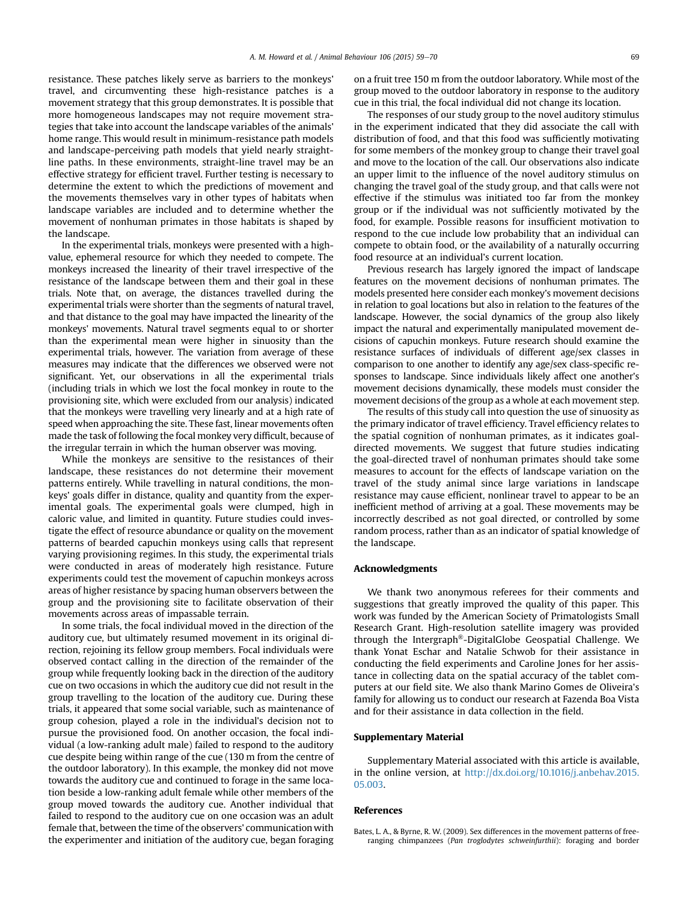resistance. These patches likely serve as barriers to the monkeys' travel, and circumventing these high-resistance patches is a movement strategy that this group demonstrates. It is possible that more homogeneous landscapes may not require movement strategies that take into account the landscape variables of the animals' home range. This would result in minimum-resistance path models and landscape-perceiving path models that yield nearly straight-line paths. In these environments, straight-line travel may be an effective strategy for efficient travel. Further testing is necessary to determine the extent to which the predictions of movement and the movements themselves vary in other types of habitats when landscape variables are included and to determine whether the movement of nonhuman primates in those habitats is shaped by the landscape.

In the experimental trials, monkeys were presented with a high-value, ephemeral resource for which they needed to compete. The monkeys increased the linearity of their travel irrespective of the resistance of the landscape between them and their goal in these trials. Note that, on average, the distances travelled during the experimental trials were shorter than the segments of natural travel, and that distance to the goal may have impacted the linearity of the monkeys' movements. Natural travel segments equal to or shorter than the experimental mean were higher in sinuosity than the experimental trials, however. The variation from average of these measures may indicate that the differences we observed were not significant. Yet, our observations in all the experimental trials (including trials in which we lost the focal monkey in route to the provisioning site, which were excluded from our analysis) indicated that the monkeys were travelling very linearly and at a high rate of speed when approaching the site. These fast, linear movements often made the task of following the focal monkey very difficult, because of the irregular terrain in which the human observer was moving.

While the monkeys are sensitive to the resistances of their landscape, these resistances do not determine their movement patterns entirely. While travelling in natural conditions, the monkeys' goals differ in distance, quality and quantity from the experimental goals. The experimental goals were clumped, high in caloric value, and limited in quantity. Future studies could investigate the effect of resource abundance or quality on the movement patterns of bearded capuchin monkeys using calls that represent varying provisioning regimes. In this study, the experimental trials were conducted in areas of moderately high resistance. Future experiments could test the movement of capuchin monkeys across areas of higher resistance by spacing human observers between the group and the provisioning site to facilitate observation of their movements across areas of impassable terrain.

In some trials, the focal individual moved in the direction of the auditory cue, but ultimately resumed movement in its original direction, rejoining its fellow group members. Focal individuals were observed contact calling in the direction of the remainder of the group while frequently looking back in the direction of the auditory cue on two occasions in which the auditory cue did not result in the group travelling to the location of the auditory cue. During these trials, it appeared that some social variable, such as maintenance of group cohesion, played a role in the individual's decision not to pursue the provisioned food. On another occasion, the focal individual (a low-ranking adult male) failed to respond to the auditory cue despite being within range of the cue (130 m from the centre of the outdoor laboratory). In this example, the monkey did not move towards the auditory cue and continued to forage in the same location beside a low-ranking adult female while other members of the group moved towards the auditory cue. Another individual that failed to respond to the auditory cue on one occasion was an adult female that, between the time of the observers' communication with the experimenter and initiation of the auditory cue, began foraging on a fruit tree 150 m from the outdoor laboratory. While most of the group moved to the outdoor laboratory in response to the auditory cue in this trial, the focal individual did not change its location.

The responses of our study group to the novel auditory stimulus in the experiment indicated that they did associate the call with distribution of food, and that this food was sufficiently motivating for some members of the monkey group to change their travel goal and move to the location of the call. Our observations also indicate an upper limit to the influence of the novel auditory stimulus on changing the travel goal of the study group, and that calls were not effective if the stimulus was initiated too far from the monkey group or if the individual was not sufficiently motivated by the food, for example. Possible reasons for insufficient motivation to respond to the cue include low probability that an individual can compete to obtain food, or the availability of a naturally occurring food resource at an individual's current location.

Previous research has largely ignored the impact of landscape features on the movement decisions of nonhuman primates. The models presented here consider each monkey's movement decisions in relation to goal locations but also in relation to the features of the landscape. However, the social dynamics of the group also likely impact the natural and experimentally manipulated movement decisions of capuchin monkeys. Future research should examine the resistance surfaces of individuals of different age/sex classes in comparison to one another to identify any age/sex class-specific responses to landscape. Since individuals likely affect one another's movement decisions dynamically, these models must consider the movement decisions of the group as a whole at each movement step.

The results of this study call into question the use of sinuosity as the primary indicator of travel efficiency. Travel efficiency relates to the spatial cognition of nonhuman primates, as it indicates goal-directed movements. We suggest that future studies indicating the goal-directed travel of nonhuman primates should take some measures to account for the effects of landscape variation on the travel of the study animal since large variations in landscape resistance may cause efficient, nonlinear travel to appear to be an inefficient method of arriving at a goal. These movements may be incorrectly described as not goal directed, or controlled by some random process, rather than as an indicator of spatial knowledge of the landscape.

## Acknowledgments

We thank two anonymous referees for their comments and suggestions that greatly improved the quality of this paper. This work was funded by the American Society of Primatologists Small Research Grant. High-resolution satellite imagery was provided through the Intergraph®-DigitalGlobe Geospatial Challenge. We thank Yonat Eschar and Natalie Schwob for their assistance in conducting the field experiments and Caroline Jones for her assistance in collecting data on the spatial accuracy of the tablet computers at our field site. We also thank Marino Gomes de Oliveira's family for allowing us to conduct our research at Fazenda Boa Vista and for their assistance in data collection in the field.

## Supplementary Material

Supplementary Material associated with this article is available, in the online version, at http://dx.doi.org/10.1016/j.anbehav.2015.05.003.

## References

Bates, L. A., & Byrne, R. W. (2009). Sex differences in the movement patterns of free-ranging chimpanzees (*Pan troglodytes schweinfurthii*): foraging and border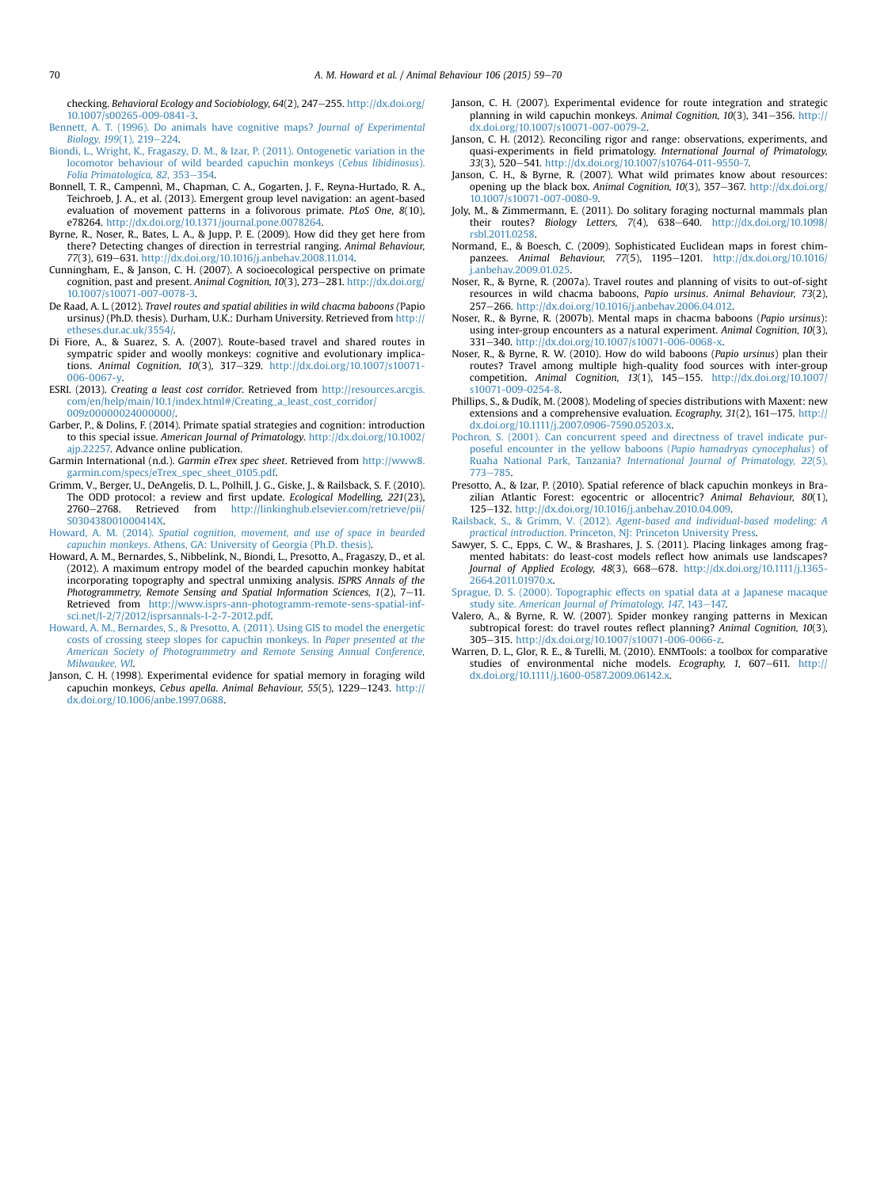checking. *Behavioral Ecology and Sociobiology, 64*(2), 247–255. http://dx.doi.org/10.1007/s00265-009-0841-3.

Bennett, A. T. (1996). Do animals have cognitive maps? *Journal of Experimental Biology, 199*(1), 219–224.

Biondi, L., Wright, K., Fragaszy, D. M., & Izar, P. (2011). Ontogenetic variation in the locomotor behaviour of wild bearded capuchin monkeys (*Cebus libidinosus*). *Folia Primatologica, 82*, 353–354.

Bonnell, T. R., Campennì, M., Chapman, C. A., Gogarten, J. F., Reyna-Hurtado, R. A., Teichroeb, J. A., et al. (2013). Emergent group level navigation: an agent-based evaluation of movement patterns in a folivorous primate. *PLoS One, 8*(10), e78264. http://dx.doi.org/10.1371/journal.pone.0078264.

Byrne, R., Noser, R., Bates, L. A., & Jupp, P. E. (2009). How did they get here from there? Detecting changes of direction in terrestrial ranging. *Animal Behaviour, 77*(3), 619–631. http://dx.doi.org/10.1016/j.anbehav.2008.11.014.

Cunningham, E., & Janson, C. H. (2007). A socioecological perspective on primate cognition, past and present. *Animal Cognition, 10*(3), 273–281. http://dx.doi.org/10.1007/s10071-007-0078-3.

De Raad, A. L. (2012). *Travel routes and spatial abilities in wild chacma baboons (*Papio ursinus*)* (Ph.D. thesis). Durham, U.K.: Durham University. Retrieved from http://etheses.dur.ac.uk/3554/.

Di Fiore, A., & Suarez, S. A. (2007). Route-based travel and shared routes in sympatric spider and woolly monkeys: cognitive and evolutionary implications. *Animal Cognition, 10*(3), 317–329. http://dx.doi.org/10.1007/s10071-006-0067-y.

ESRI. (2013). *Creating a least cost corridor*. Retrieved from http://resources.arcgis.com/en/help/main/10.1/index.html#/Creating_a_least_cost_corridor/009z00000024000000/.

Garber, P., & Dolins, F. (2014). Primate spatial strategies and cognition: introduction to this special issue. *American Journal of Primatology*. http://dx.doi.org/10.1002/ajp.22257. Advance online publication.

Garmin International (n.d.). *Garmin eTrex spec sheet*. Retrieved from http://www8.garmin.com/specs/eTrex_spec_sheet_0105.pdf.

Grimm, V., Berger, U., DeAngelis, D. L., Polhill, J. G., Giske, J., & Railsback, S. F. (2010). The ODD protocol: a review and first update. *Ecological Modelling, 221*(23), 2760–2768. Retrieved from http://linkinghub.elsevier.com/retrieve/pii/S030438001000414X.

Howard, A. M. (2014). *Spatial cognition, movement, and use of space in bearded capuchin monkeys*. Athens, GA: University of Georgia (Ph.D. thesis).

Howard, A. M., Bernardes, S., Nibbelink, N., Biondi, L., Presotto, A., Fragaszy, D., et al. (2012). A maximum entropy model of the bearded capuchin monkey habitat incorporating topography and spectral unmixing analysis. *ISPRS Annals of the Photogrammetry, Remote Sensing and Spatial Information Sciences, 1*(2), 7–11. Retrieved from http://www.isprs-ann-photogramm-remote-sens-spatial-inf-sci.net/I-2/7/2012/isprsannals-I-2-7-2012.pdf.

Howard, A. M., Bernardes, S., & Presotto, A. (2011). Using GIS to model the energetic costs of crossing steep slopes for capuchin monkeys. In *Paper presented at the American Society of Photogrammetry and Remote Sensing Annual Conference, Milwaukee, WI*.

Janson, C. H. (1998). Experimental evidence for spatial memory in foraging wild capuchin monkeys, *Cebus apella*. *Animal Behaviour, 55*(5), 1229–1243. http://dx.doi.org/10.1006/anbe.1997.0688.

Janson, C. H. (2007). Experimental evidence for route integration and strategic planning in wild capuchin monkeys. *Animal Cognition, 10*(3), 341–356. http://dx.doi.org/10.1007/s10071-007-0079-2.

Janson, C. H. (2012). Reconciling rigor and range: observations, experiments, and quasi-experiments in field primatology. *International Journal of Primatology, 33*(3), 520–541. http://dx.doi.org/10.1007/s10764-011-9550-7.

Janson, C. H., & Byrne, R. (2007). What wild primates know about resources: opening up the black box. *Animal Cognition, 10*(3), 357–367. http://dx.doi.org/10.1007/s10071-007-0080-9.

Joly, M., & Zimmermann, E. (2011). Do solitary foraging nocturnal mammals plan their routes? *Biology Letters, 7*(4), 638–640. http://dx.doi.org/10.1098/rsbl.2011.0258.

Normand, E., & Boesch, C. (2009). Sophisticated Euclidean maps in forest chimpanzees. *Animal Behaviour, 77*(5), 1195–1201. http://dx.doi.org/10.1016/j.anbehav.2009.01.025.

Noser, R., & Byrne, R. (2007a). Travel routes and planning of visits to out-of-sight resources in wild chacma baboons, *Papio ursinus*. *Animal Behaviour, 73*(2), 257–266. http://dx.doi.org/10.1016/j.anbehav.2006.04.012.

Noser, R., & Byrne, R. (2007b). Mental maps in chacma baboons (*Papio ursinus*): using inter-group encounters as a natural experiment. *Animal Cognition, 10*(3), 331–340. http://dx.doi.org/10.1007/s10071-006-0068-x.

Noser, R., & Byrne, R. W. (2010). How do wild baboons (*Papio ursinus*) plan their routes? Travel among multiple high-quality food sources with inter-group competition. *Animal Cognition, 13*(1), 145–155. http://dx.doi.org/10.1007/s10071-009-0254-8.

Phillips, S., & Dudík, M. (2008). Modeling of species distributions with Maxent: new extensions and a comprehensive evaluation. *Ecography, 31*(2), 161–175. http://dx.doi.org/10.1111/j.2007.0906-7590.05203.x.

Pochron, S. (2001). Can concurrent speed and directness of travel indicate purposeful encounter in the yellow baboons (*Papio hamadryas cynocephalus*) of Ruaha National Park, Tanzania? *International Journal of Primatology, 22*(5), 773–785.

Presotto, A., & Izar, P. (2010). Spatial reference of black capuchin monkeys in Brazilian Atlantic Forest: egocentric or allocentric? *Animal Behaviour, 80*(1), 125–132. http://dx.doi.org/10.1016/j.anbehav.2010.04.009.

Railsback, S., & Grimm, V. (2012). *Agent-based and individual-based modeling: A practical introduction*. Princeton, NJ: Princeton University Press.

Sawyer, S. C., Epps, C. W., & Brashares, J. S. (2011). Placing linkages among fragmented habitats: do least-cost models reflect how animals use landscapes? *Journal of Applied Ecology, 48*(3), 668–678. http://dx.doi.org/10.1111/j.1365-2664.2011.01970.x.

Sprague, D. S. (2000). Topographic effects on spatial data at a Japanese macaque study site. *American Journal of Primatology, 147*, 143–147.

Valero, A., & Byrne, R. W. (2007). Spider monkey ranging patterns in Mexican subtropical forest: do travel routes reflect planning? *Animal Cognition, 10*(3), 305–315. http://dx.doi.org/10.1007/s10071-006-0066-z.

Warren, D. L., Glor, R. E., & Turelli, M. (2010). ENMTools: a toolbox for comparative studies of environmental niche models. *Ecography, 1*, 607–611. http://dx.doi.org/10.1111/j.1600-0587.2009.06142.x.